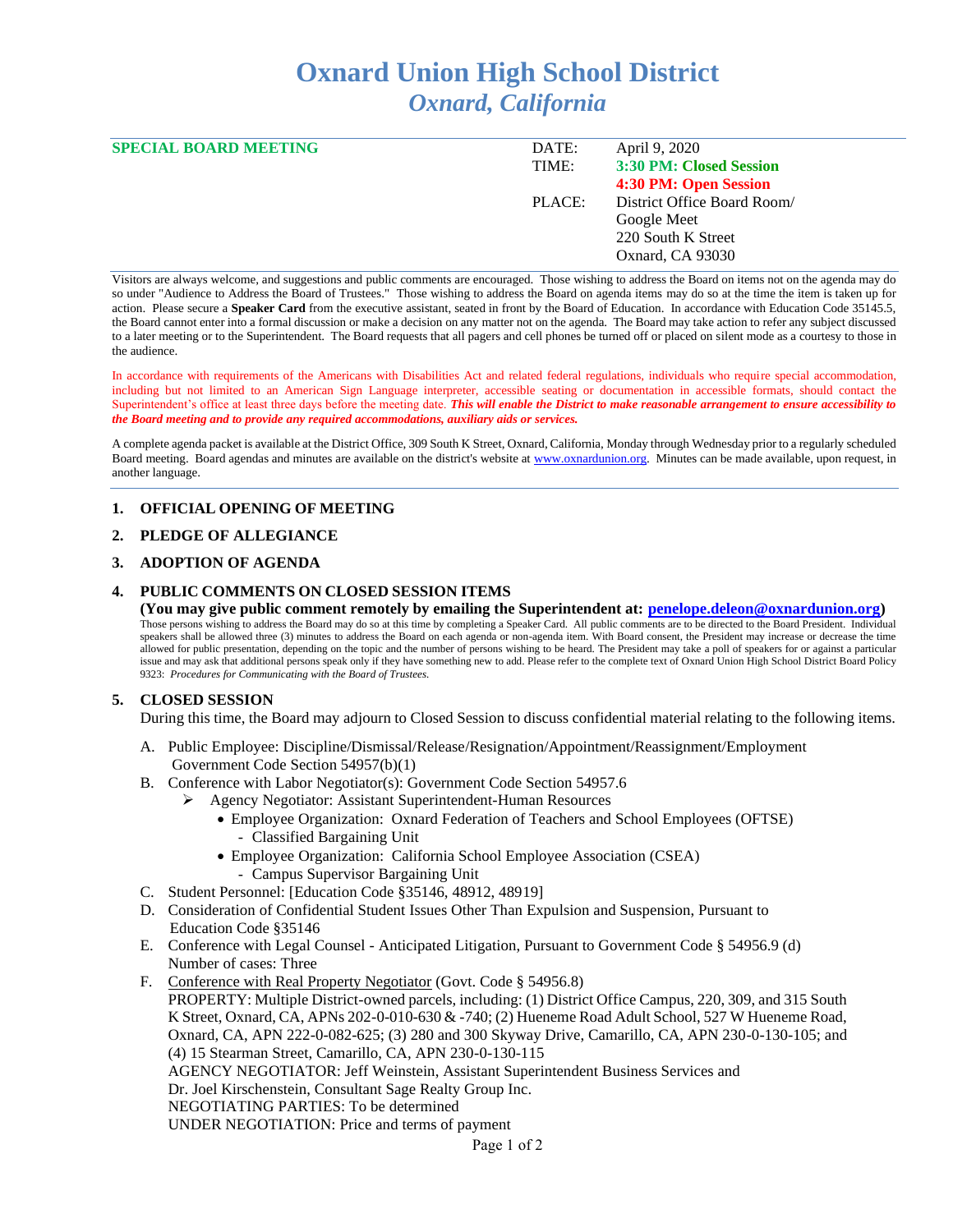# Oxnard Union High School District

## *Oxnard, California*

| **SPECIAL BOARD MEETING** | DATE: | April 9, 2020 |
|---|---|---|
| | TIME: | **3:30 PM: Closed Session** |
| | | **4:30 PM: Open Session** |
| | PLACE: | District Office Board Room/ Google Meet 220 South K Street Oxnard, CA 93030 |

Visitors are always welcome, and suggestions and public comments are encouraged. Those wishing to address the Board on items not on the agenda may do so under "Audience to Address the Board of Trustees." Those wishing to address the Board on agenda items may do so at the time the item is taken up for action. Please secure a **Speaker Card** from the executive assistant, seated in front by the Board of Education. In accordance with Education Code 35145.5, the Board cannot enter into a formal discussion or make a decision on any matter not on the agenda. The Board may take action to refer any subject discussed to a later meeting or to the Superintendent. The Board requests that all pagers and cell phones be turned off or placed on silent mode as a courtesy to those in the audience.

In accordance with requirements of the Americans with Disabilities Act and related federal regulations, individuals who require special accommodation, including but not limited to an American Sign Language interpreter, accessible seating or documentation in accessible formats, should contact the Superintendent's office at least three days before the meeting date. ***This will enable the District to make reasonable arrangement to ensure accessibility to the Board meeting and to provide any required accommodations, auxiliary aids or services.***

A complete agenda packet is available at the District Office, 309 South K Street, Oxnard, California, Monday through Wednesday prior to a regularly scheduled Board meeting. Board agendas and minutes are available on the district's website at www.oxnardunion.org. Minutes can be made available, upon request, in another language.

### 1. OFFICIAL OPENING OF MEETING

### 2. PLEDGE OF ALLEGIANCE

### 3. ADOPTION OF AGENDA

### 4. PUBLIC COMMENTS ON CLOSED SESSION ITEMS

**(You may give public comment remotely by emailing the Superintendent at: penelope.deleon@oxnardunion.org)**

Those persons wishing to address the Board may do so at this time by completing a Speaker Card. All public comments are to be directed to the Board President. Individual speakers shall be allowed three (3) minutes to address the Board on each agenda or non-agenda item. With Board consent, the President may increase or decrease the time allowed for public presentation, depending on the topic and the number of persons wishing to be heard. The President may take a poll of speakers for or against a particular issue and may ask that additional persons speak only if they have something new to add. Please refer to the complete text of Oxnard Union High School District Board Policy 9323: *Procedures for Communicating with the Board of Trustees.*

### 5. CLOSED SESSION

During this time, the Board may adjourn to Closed Session to discuss confidential material relating to the following items.

A. Public Employee: Discipline/Dismissal/Release/Resignation/Appointment/Reassignment/Employment Government Code Section 54957(b)(1)

B. Conference with Labor Negotiator(s): Government Code Section 54957.6
- Agency Negotiator: Assistant Superintendent-Human Resources
  - Employee Organization: Oxnard Federation of Teachers and School Employees (OFTSE)
    - Classified Bargaining Unit
  - Employee Organization: California School Employee Association (CSEA)
    - Campus Supervisor Bargaining Unit

C. Student Personnel: [Education Code §35146, 48912, 48919]

D. Consideration of Confidential Student Issues Other Than Expulsion and Suspension, Pursuant to Education Code §35146

E. Conference with Legal Counsel - Anticipated Litigation, Pursuant to Government Code § 54956.9 (d) Number of cases: Three

F. Conference with Real Property Negotiator (Govt. Code § 54956.8)
PROPERTY: Multiple District-owned parcels, including: (1) District Office Campus, 220, 309, and 315 South K Street, Oxnard, CA, APNs 202-0-010-630 & -740; (2) Hueneme Road Adult School, 527 W Hueneme Road, Oxnard, CA, APN 222-0-082-625; (3) 280 and 300 Skyway Drive, Camarillo, CA, APN 230-0-130-105; and (4) 15 Stearman Street, Camarillo, CA, APN 230-0-130-115
AGENCY NEGOTIATOR: Jeff Weinstein, Assistant Superintendent Business Services and Dr. Joel Kirschenstein, Consultant Sage Realty Group Inc.
NEGOTIATING PARTIES: To be determined
UNDER NEGOTIATION: Price and terms of payment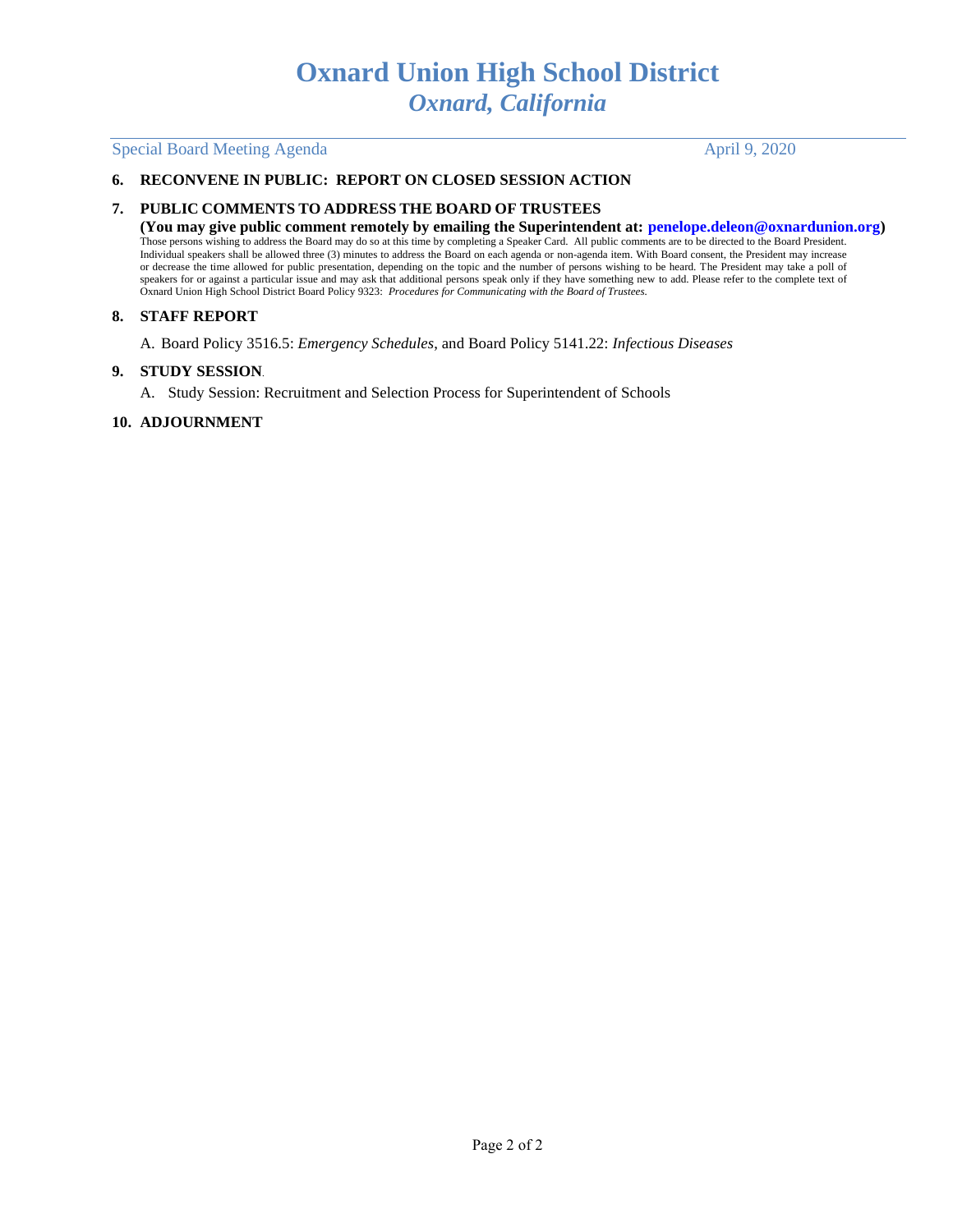# Oxnard Union High School District

*Oxnard, California*

Special Board Meeting Agenda April 9, 2020

**6. RECONVENE IN PUBLIC: REPORT ON CLOSED SESSION ACTION**

**7. PUBLIC COMMENTS TO ADDRESS THE BOARD OF TRUSTEES**

**(You may give public comment remotely by emailing the Superintendent at: penelope.deleon@oxnardunion.org)**

Those persons wishing to address the Board may do so at this time by completing a Speaker Card. All public comments are to be directed to the Board President. Individual speakers shall be allowed three (3) minutes to address the Board on each agenda or non-agenda item. With Board consent, the President may increase or decrease the time allowed for public presentation, depending on the topic and the number of persons wishing to be heard. The President may take a poll of speakers for or against a particular issue and may ask that additional persons speak only if they have something new to add. Please refer to the complete text of Oxnard Union High School District Board Policy 9323: *Procedures for Communicating with the Board of Trustees.*

**8. STAFF REPORT**

A. Board Policy 3516.5: *Emergency Schedules*, and Board Policy 5141.22: *Infectious Diseases*

**9. STUDY SESSION**.

A. Study Session: Recruitment and Selection Process for Superintendent of Schools

**10. ADJOURNMENT**